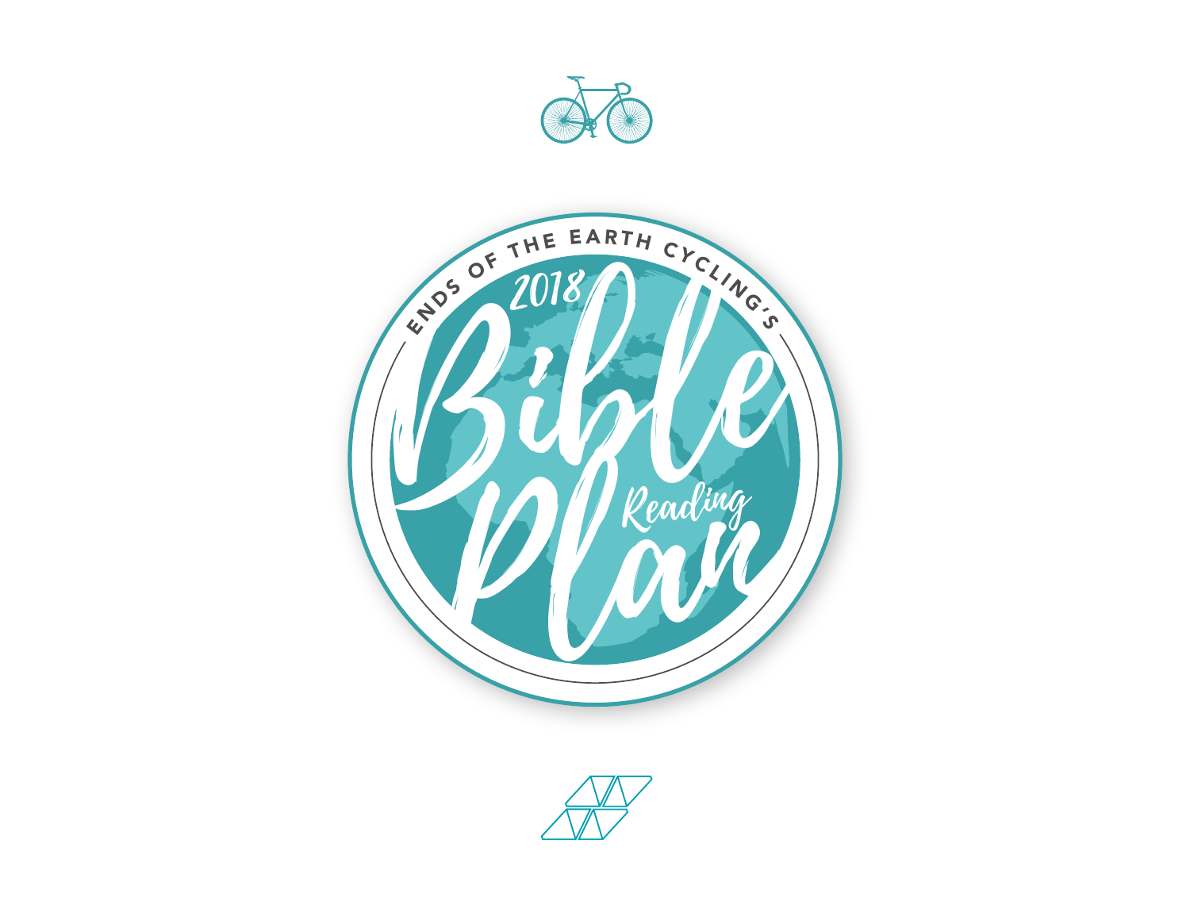ENDS OF THE EARTH CYCLING'S

# 2018 Bible Reading Plan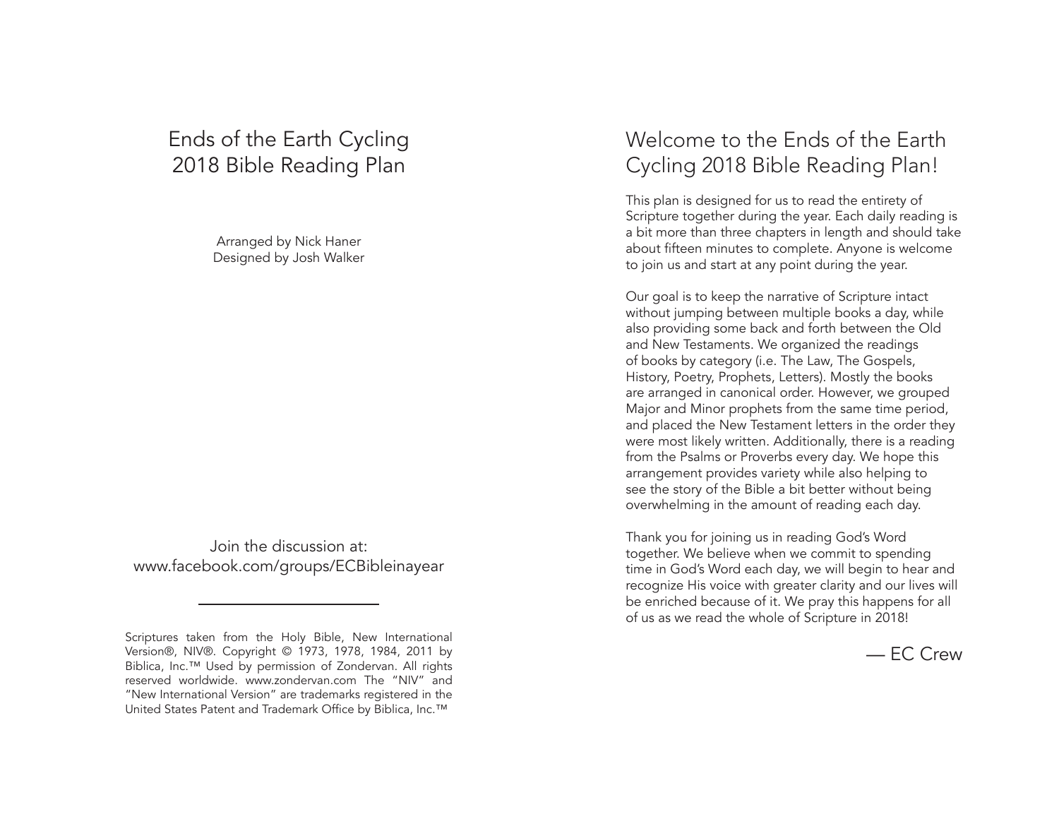# Ends of the Earth Cycling 2018 Bible Reading Plan

Arranged by Nick Haner
Designed by Josh Walker

Join the discussion at:
www.facebook.com/groups/ECBibleinayear

---

Scriptures taken from the Holy Bible, New International Version®, NIV®. Copyright © 1973, 1978, 1984, 2011 by Biblica, Inc.™ Used by permission of Zondervan. All rights reserved worldwide. www.zondervan.com The "NIV" and "New International Version" are trademarks registered in the United States Patent and Trademark Office by Biblica, Inc.™

## Welcome to the Ends of the Earth Cycling 2018 Bible Reading Plan!

This plan is designed for us to read the entirety of Scripture together during the year. Each daily reading is a bit more than three chapters in length and should take about fifteen minutes to complete. Anyone is welcome to join us and start at any point during the year.

Our goal is to keep the narrative of Scripture intact without jumping between multiple books a day, while also providing some back and forth between the Old and New Testaments. We organized the readings of books by category (i.e. The Law, The Gospels, History, Poetry, Prophets, Letters). Mostly the books are arranged in canonical order. However, we grouped Major and Minor prophets from the same time period, and placed the New Testament letters in the order they were most likely written. Additionally, there is a reading from the Psalms or Proverbs every day. We hope this arrangement provides variety while also helping to see the story of the Bible a bit better without being overwhelming in the amount of reading each day.

Thank you for joining us in reading God's Word together. We believe when we commit to spending time in God's Word each day, we will begin to hear and recognize His voice with greater clarity and our lives will be enriched because of it. We pray this happens for all of us as we read the whole of Scripture in 2018!

— EC Crew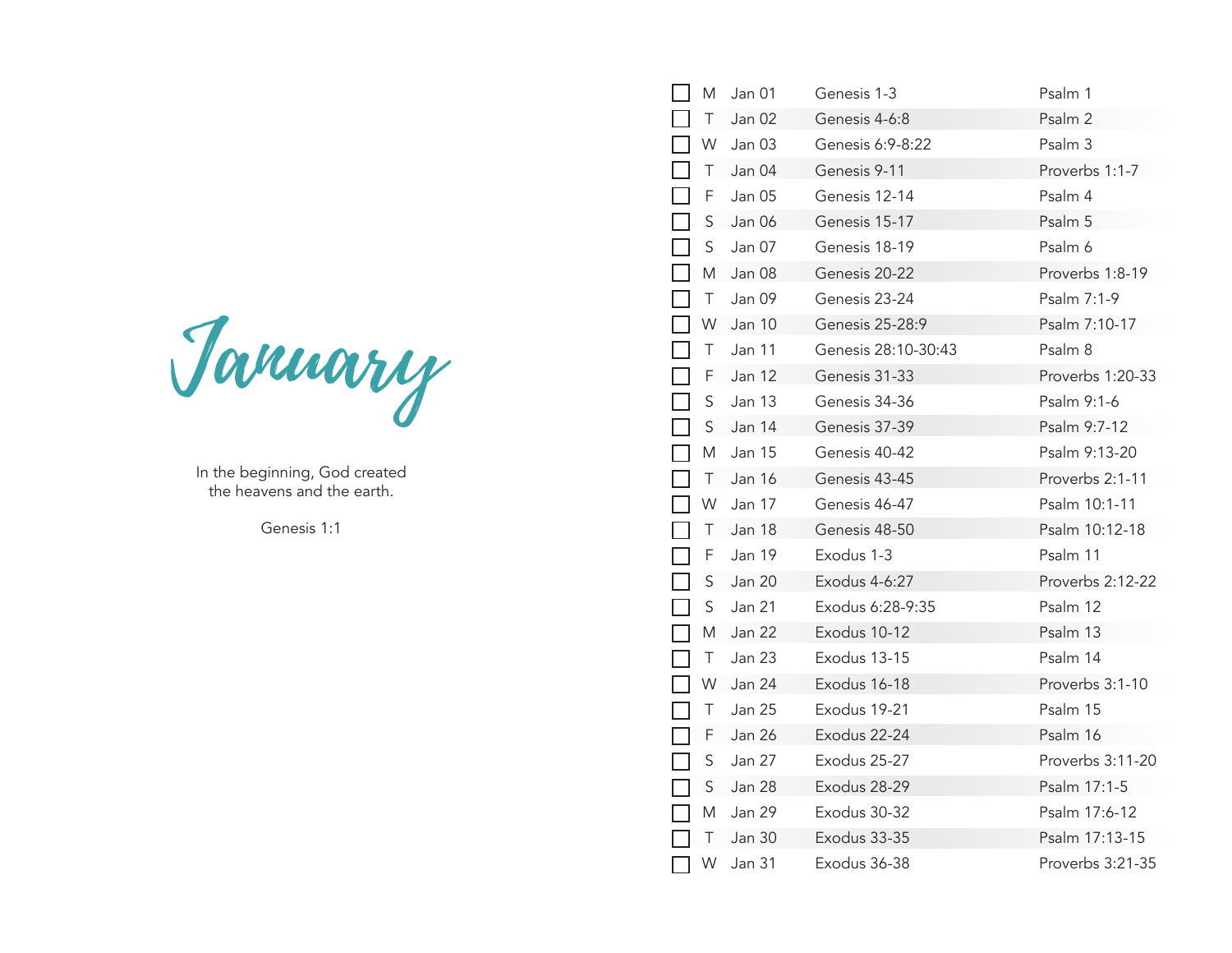# January

In the beginning, God created
the heavens and the earth.

Genesis 1:1

| | Day | Date | Reading | Psalm/Proverbs |
|---|---|---|---|---|
| ☐ | M | Jan 01 | Genesis 1-3 | Psalm 1 |
| ☐ | T | Jan 02 | Genesis 4-6:8 | Psalm 2 |
| ☐ | W | Jan 03 | Genesis 6:9-8:22 | Psalm 3 |
| ☐ | T | Jan 04 | Genesis 9-11 | Proverbs 1:1-7 |
| ☐ | F | Jan 05 | Genesis 12-14 | Psalm 4 |
| ☐ | S | Jan 06 | Genesis 15-17 | Psalm 5 |
| ☐ | S | Jan 07 | Genesis 18-19 | Psalm 6 |
| ☐ | M | Jan 08 | Genesis 20-22 | Proverbs 1:8-19 |
| ☐ | T | Jan 09 | Genesis 23-24 | Psalm 7:1-9 |
| ☐ | W | Jan 10 | Genesis 25-28:9 | Psalm 7:10-17 |
| ☐ | T | Jan 11 | Genesis 28:10-30:43 | Psalm 8 |
| ☐ | F | Jan 12 | Genesis 31-33 | Proverbs 1:20-33 |
| ☐ | S | Jan 13 | Genesis 34-36 | Psalm 9:1-6 |
| ☐ | S | Jan 14 | Genesis 37-39 | Psalm 9:7-12 |
| ☐ | M | Jan 15 | Genesis 40-42 | Psalm 9:13-20 |
| ☐ | T | Jan 16 | Genesis 43-45 | Proverbs 2:1-11 |
| ☐ | W | Jan 17 | Genesis 46-47 | Psalm 10:1-11 |
| ☐ | T | Jan 18 | Genesis 48-50 | Psalm 10:12-18 |
| ☐ | F | Jan 19 | Exodus 1-3 | Psalm 11 |
| ☐ | S | Jan 20 | Exodus 4-6:27 | Proverbs 2:12-22 |
| ☐ | S | Jan 21 | Exodus 6:28-9:35 | Psalm 12 |
| ☐ | M | Jan 22 | Exodus 10-12 | Psalm 13 |
| ☐ | T | Jan 23 | Exodus 13-15 | Psalm 14 |
| ☐ | W | Jan 24 | Exodus 16-18 | Proverbs 3:1-10 |
| ☐ | T | Jan 25 | Exodus 19-21 | Psalm 15 |
| ☐ | F | Jan 26 | Exodus 22-24 | Psalm 16 |
| ☐ | S | Jan 27 | Exodus 25-27 | Proverbs 3:11-20 |
| ☐ | S | Jan 28 | Exodus 28-29 | Psalm 17:1-5 |
| ☐ | M | Jan 29 | Exodus 30-32 | Psalm 17:6-12 |
| ☐ | T | Jan 30 | Exodus 33-35 | Psalm 17:13-15 |
| ☐ | W | Jan 31 | Exodus 36-38 | Proverbs 3:21-35 |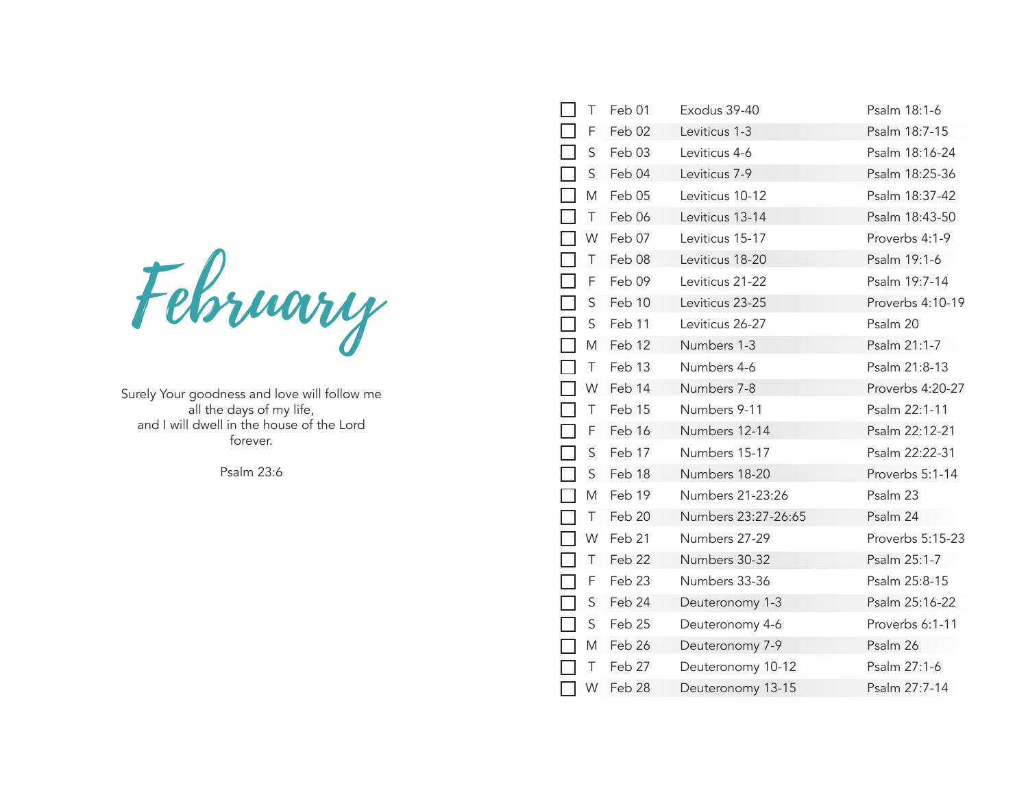# February

Surely Your goodness and love will follow me
all the days of my life,
and I will dwell in the house of the Lord
forever.

Psalm 23:6

| | Day | Date | Reading | Psalm/Proverbs |
|---|---|---|---|---|
| ☐ | T | Feb 01 | Exodus 39-40 | Psalm 18:1-6 |
| ☐ | F | Feb 02 | Leviticus 1-3 | Psalm 18:7-15 |
| ☐ | S | Feb 03 | Leviticus 4-6 | Psalm 18:16-24 |
| ☐ | S | Feb 04 | Leviticus 7-9 | Psalm 18:25-36 |
| ☐ | M | Feb 05 | Leviticus 10-12 | Psalm 18:37-42 |
| ☐ | T | Feb 06 | Leviticus 13-14 | Psalm 18:43-50 |
| ☐ | W | Feb 07 | Leviticus 15-17 | Proverbs 4:1-9 |
| ☐ | T | Feb 08 | Leviticus 18-20 | Psalm 19:1-6 |
| ☐ | F | Feb 09 | Leviticus 21-22 | Psalm 19:7-14 |
| ☐ | S | Feb 10 | Leviticus 23-25 | Proverbs 4:10-19 |
| ☐ | S | Feb 11 | Leviticus 26-27 | Psalm 20 |
| ☐ | M | Feb 12 | Numbers 1-3 | Psalm 21:1-7 |
| ☐ | T | Feb 13 | Numbers 4-6 | Psalm 21:8-13 |
| ☐ | W | Feb 14 | Numbers 7-8 | Proverbs 4:20-27 |
| ☐ | T | Feb 15 | Numbers 9-11 | Psalm 22:1-11 |
| ☐ | F | Feb 16 | Numbers 12-14 | Psalm 22:12-21 |
| ☐ | S | Feb 17 | Numbers 15-17 | Psalm 22:22-31 |
| ☐ | S | Feb 18 | Numbers 18-20 | Proverbs 5:1-14 |
| ☐ | M | Feb 19 | Numbers 21-23:26 | Psalm 23 |
| ☐ | T | Feb 20 | Numbers 23:27-26:65 | Psalm 24 |
| ☐ | W | Feb 21 | Numbers 27-29 | Proverbs 5:15-23 |
| ☐ | T | Feb 22 | Numbers 30-32 | Psalm 25:1-7 |
| ☐ | F | Feb 23 | Numbers 33-36 | Psalm 25:8-15 |
| ☐ | S | Feb 24 | Deuteronomy 1-3 | Psalm 25:16-22 |
| ☐ | S | Feb 25 | Deuteronomy 4-6 | Proverbs 6:1-11 |
| ☐ | M | Feb 26 | Deuteronomy 7-9 | Psalm 26 |
| ☐ | T | Feb 27 | Deuteronomy 10-12 | Psalm 27:1-6 |
| ☐ | W | Feb 28 | Deuteronomy 13-15 | Psalm 27:7-14 |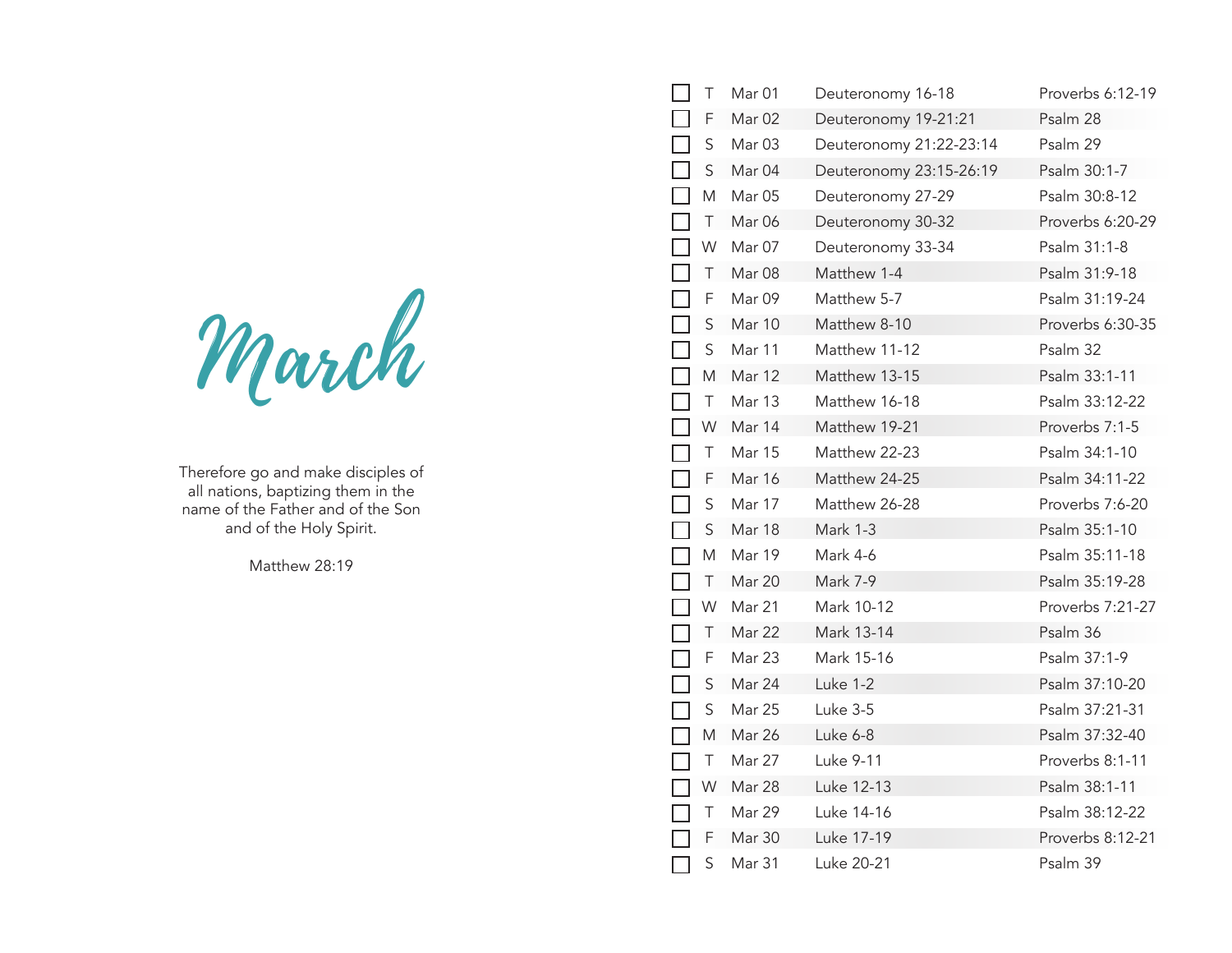# March

Therefore go and make disciples of all nations, baptizing them in the name of the Father and of the Son and of the Holy Spirit.

Matthew 28:19

| | Day | Date | Reading | Psalm/Proverbs |
|---|---|---|---|---|
| ☐ | T | Mar 01 | Deuteronomy 16-18 | Proverbs 6:12-19 |
| ☐ | F | Mar 02 | Deuteronomy 19-21:21 | Psalm 28 |
| ☐ | S | Mar 03 | Deuteronomy 21:22-23:14 | Psalm 29 |
| ☐ | S | Mar 04 | Deuteronomy 23:15-26:19 | Psalm 30:1-7 |
| ☐ | M | Mar 05 | Deuteronomy 27-29 | Psalm 30:8-12 |
| ☐ | T | Mar 06 | Deuteronomy 30-32 | Proverbs 6:20-29 |
| ☐ | W | Mar 07 | Deuteronomy 33-34 | Psalm 31:1-8 |
| ☐ | T | Mar 08 | Matthew 1-4 | Psalm 31:9-18 |
| ☐ | F | Mar 09 | Matthew 5-7 | Psalm 31:19-24 |
| ☐ | S | Mar 10 | Matthew 8-10 | Proverbs 6:30-35 |
| ☐ | S | Mar 11 | Matthew 11-12 | Psalm 32 |
| ☐ | M | Mar 12 | Matthew 13-15 | Psalm 33:1-11 |
| ☐ | T | Mar 13 | Matthew 16-18 | Psalm 33:12-22 |
| ☐ | W | Mar 14 | Matthew 19-21 | Proverbs 7:1-5 |
| ☐ | T | Mar 15 | Matthew 22-23 | Psalm 34:1-10 |
| ☐ | F | Mar 16 | Matthew 24-25 | Psalm 34:11-22 |
| ☐ | S | Mar 17 | Matthew 26-28 | Proverbs 7:6-20 |
| ☐ | S | Mar 18 | Mark 1-3 | Psalm 35:1-10 |
| ☐ | M | Mar 19 | Mark 4-6 | Psalm 35:11-18 |
| ☐ | T | Mar 20 | Mark 7-9 | Psalm 35:19-28 |
| ☐ | W | Mar 21 | Mark 10-12 | Proverbs 7:21-27 |
| ☐ | T | Mar 22 | Mark 13-14 | Psalm 36 |
| ☐ | F | Mar 23 | Mark 15-16 | Psalm 37:1-9 |
| ☐ | S | Mar 24 | Luke 1-2 | Psalm 37:10-20 |
| ☐ | S | Mar 25 | Luke 3-5 | Psalm 37:21-31 |
| ☐ | M | Mar 26 | Luke 6-8 | Psalm 37:32-40 |
| ☐ | T | Mar 27 | Luke 9-11 | Proverbs 8:1-11 |
| ☐ | W | Mar 28 | Luke 12-13 | Psalm 38:1-11 |
| ☐ | T | Mar 29 | Luke 14-16 | Psalm 38:12-22 |
| ☐ | F | Mar 30 | Luke 17-19 | Proverbs 8:12-21 |
| ☐ | S | Mar 31 | Luke 20-21 | Psalm 39 |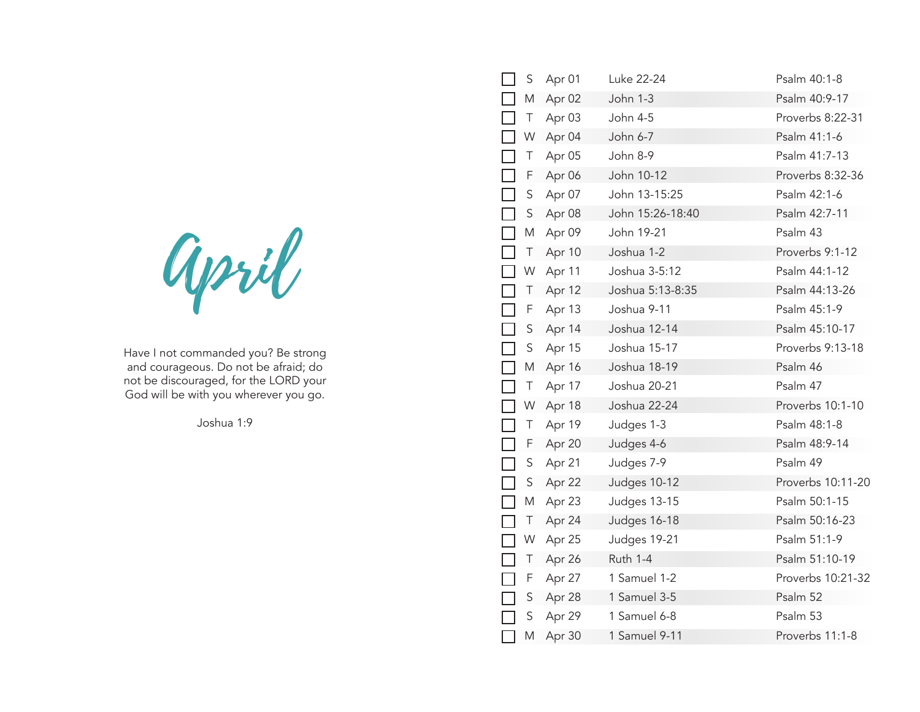# April

Have I not commanded you? Be strong and courageous. Do not be afraid; do not be discouraged, for the LORD your God will be with you wherever you go.

Joshua 1:9

| | Day | Date | Reading | Psalm/Proverbs |
|---|---|---|---|---|
| ☐ | S | Apr 01 | Luke 22-24 | Psalm 40:1-8 |
| ☐ | M | Apr 02 | John 1-3 | Psalm 40:9-17 |
| ☐ | T | Apr 03 | John 4-5 | Proverbs 8:22-31 |
| ☐ | W | Apr 04 | John 6-7 | Psalm 41:1-6 |
| ☐ | T | Apr 05 | John 8-9 | Psalm 41:7-13 |
| ☐ | F | Apr 06 | John 10-12 | Proverbs 8:32-36 |
| ☐ | S | Apr 07 | John 13-15:25 | Psalm 42:1-6 |
| ☐ | S | Apr 08 | John 15:26-18:40 | Psalm 42:7-11 |
| ☐ | M | Apr 09 | John 19-21 | Psalm 43 |
| ☐ | T | Apr 10 | Joshua 1-2 | Proverbs 9:1-12 |
| ☐ | W | Apr 11 | Joshua 3-5:12 | Psalm 44:1-12 |
| ☐ | T | Apr 12 | Joshua 5:13-8:35 | Psalm 44:13-26 |
| ☐ | F | Apr 13 | Joshua 9-11 | Psalm 45:1-9 |
| ☐ | S | Apr 14 | Joshua 12-14 | Psalm 45:10-17 |
| ☐ | S | Apr 15 | Joshua 15-17 | Proverbs 9:13-18 |
| ☐ | M | Apr 16 | Joshua 18-19 | Psalm 46 |
| ☐ | T | Apr 17 | Joshua 20-21 | Psalm 47 |
| ☐ | W | Apr 18 | Joshua 22-24 | Proverbs 10:1-10 |
| ☐ | T | Apr 19 | Judges 1-3 | Psalm 48:1-8 |
| ☐ | F | Apr 20 | Judges 4-6 | Psalm 48:9-14 |
| ☐ | S | Apr 21 | Judges 7-9 | Psalm 49 |
| ☐ | S | Apr 22 | Judges 10-12 | Proverbs 10:11-20 |
| ☐ | M | Apr 23 | Judges 13-15 | Psalm 50:1-15 |
| ☐ | T | Apr 24 | Judges 16-18 | Psalm 50:16-23 |
| ☐ | W | Apr 25 | Judges 19-21 | Psalm 51:1-9 |
| ☐ | T | Apr 26 | Ruth 1-4 | Psalm 51:10-19 |
| ☐ | F | Apr 27 | 1 Samuel 1-2 | Proverbs 10:21-32 |
| ☐ | S | Apr 28 | 1 Samuel 3-5 | Psalm 52 |
| ☐ | S | Apr 29 | 1 Samuel 6-8 | Psalm 53 |
| ☐ | M | Apr 30 | 1 Samuel 9-11 | Proverbs 11:1-8 |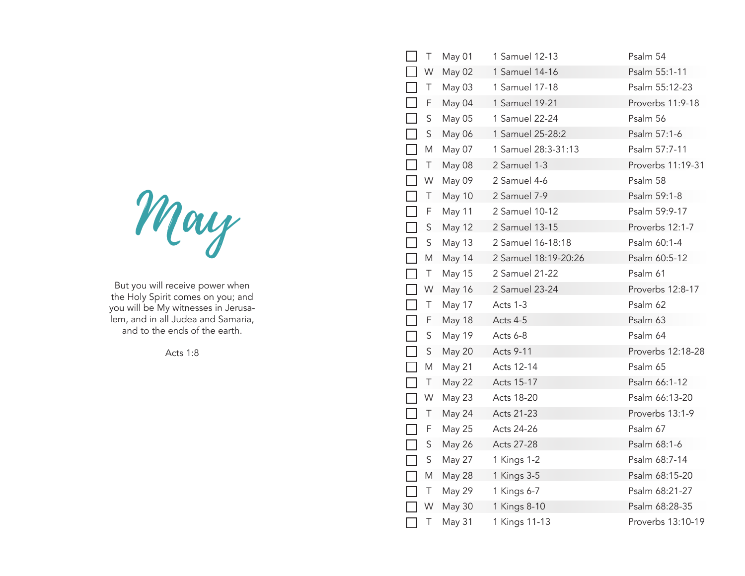# May

But you will receive power when the Holy Spirit comes on you; and you will be My witnesses in Jerusalem, and in all Judea and Samaria, and to the ends of the earth.

Acts 1:8

| ☐ | Day | Date | Reading | Psalm/Proverbs |
|---|---|---|---|---|
| ☐ | T | May 01 | 1 Samuel 12-13 | Psalm 54 |
| ☐ | W | May 02 | 1 Samuel 14-16 | Psalm 55:1-11 |
| ☐ | T | May 03 | 1 Samuel 17-18 | Psalm 55:12-23 |
| ☐ | F | May 04 | 1 Samuel 19-21 | Proverbs 11:9-18 |
| ☐ | S | May 05 | 1 Samuel 22-24 | Psalm 56 |
| ☐ | S | May 06 | 1 Samuel 25-28:2 | Psalm 57:1-6 |
| ☐ | M | May 07 | 1 Samuel 28:3-31:13 | Psalm 57:7-11 |
| ☐ | T | May 08 | 2 Samuel 1-3 | Proverbs 11:19-31 |
| ☐ | W | May 09 | 2 Samuel 4-6 | Psalm 58 |
| ☐ | T | May 10 | 2 Samuel 7-9 | Psalm 59:1-8 |
| ☐ | F | May 11 | 2 Samuel 10-12 | Psalm 59:9-17 |
| ☐ | S | May 12 | 2 Samuel 13-15 | Proverbs 12:1-7 |
| ☐ | S | May 13 | 2 Samuel 16-18:18 | Psalm 60:1-4 |
| ☐ | M | May 14 | 2 Samuel 18:19-20:26 | Psalm 60:5-12 |
| ☐ | T | May 15 | 2 Samuel 21-22 | Psalm 61 |
| ☐ | W | May 16 | 2 Samuel 23-24 | Proverbs 12:8-17 |
| ☐ | T | May 17 | Acts 1-3 | Psalm 62 |
| ☐ | F | May 18 | Acts 4-5 | Psalm 63 |
| ☐ | S | May 19 | Acts 6-8 | Psalm 64 |
| ☐ | S | May 20 | Acts 9-11 | Proverbs 12:18-28 |
| ☐ | M | May 21 | Acts 12-14 | Psalm 65 |
| ☐ | T | May 22 | Acts 15-17 | Psalm 66:1-12 |
| ☐ | W | May 23 | Acts 18-20 | Psalm 66:13-20 |
| ☐ | T | May 24 | Acts 21-23 | Proverbs 13:1-9 |
| ☐ | F | May 25 | Acts 24-26 | Psalm 67 |
| ☐ | S | May 26 | Acts 27-28 | Psalm 68:1-6 |
| ☐ | S | May 27 | 1 Kings 1-2 | Psalm 68:7-14 |
| ☐ | M | May 28 | 1 Kings 3-5 | Psalm 68:15-20 |
| ☐ | T | May 29 | 1 Kings 6-7 | Psalm 68:21-27 |
| ☐ | W | May 30 | 1 Kings 8-10 | Psalm 68:28-35 |
| ☐ | T | May 31 | 1 Kings 11-13 | Proverbs 13:10-19 |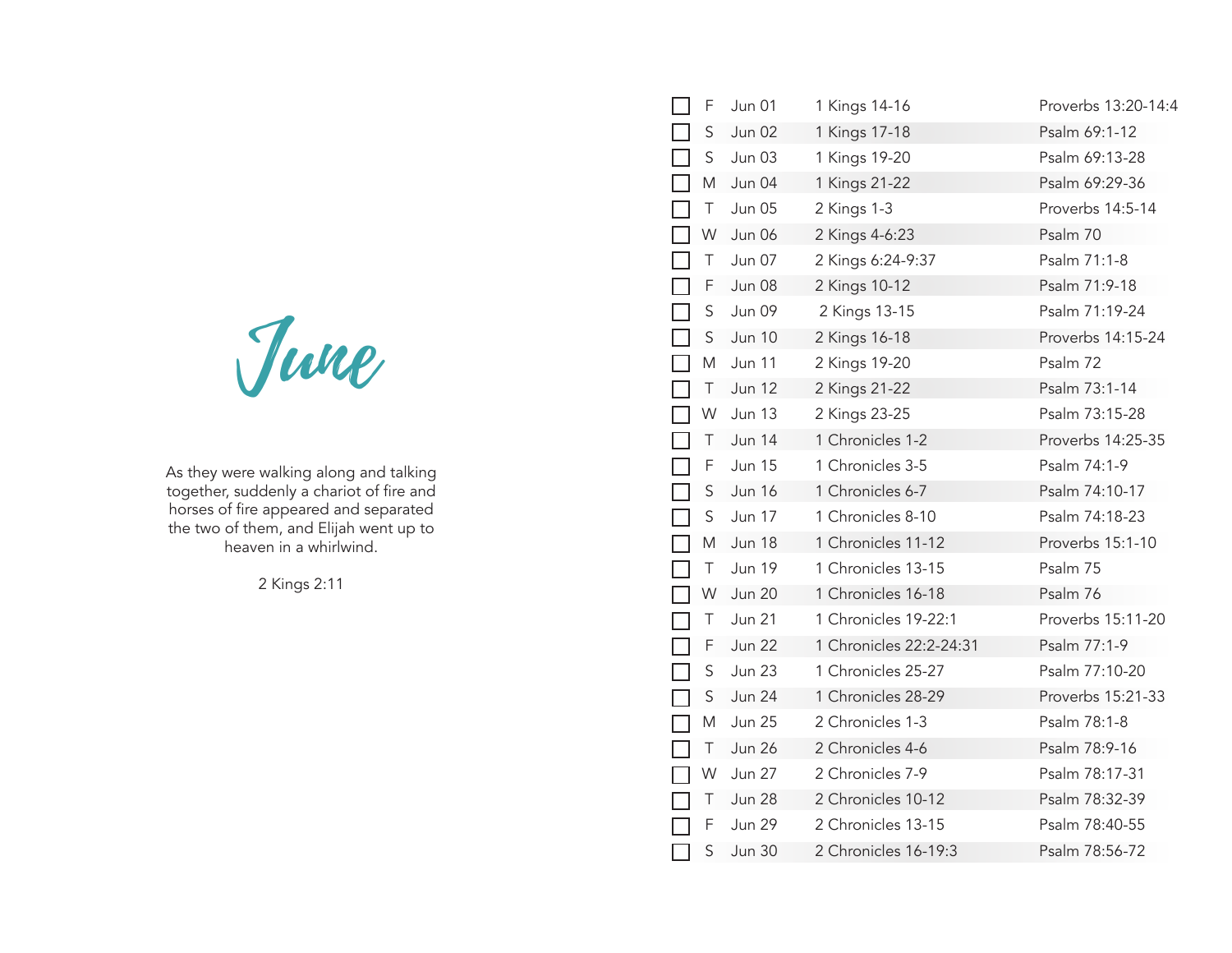# June

As they were walking along and talking together, suddenly a chariot of fire and horses of fire appeared and separated the two of them, and Elijah went up to heaven in a whirlwind.

2 Kings 2:11

| | Day | Date | Reading | Psalm/Proverbs |
|---|---|---|---|---|
| ☐ | F | Jun 01 | 1 Kings 14-16 | Proverbs 13:20-14:4 |
| ☐ | S | Jun 02 | 1 Kings 17-18 | Psalm 69:1-12 |
| ☐ | S | Jun 03 | 1 Kings 19-20 | Psalm 69:13-28 |
| ☐ | M | Jun 04 | 1 Kings 21-22 | Psalm 69:29-36 |
| ☐ | T | Jun 05 | 2 Kings 1-3 | Proverbs 14:5-14 |
| ☐ | W | Jun 06 | 2 Kings 4-6:23 | Psalm 70 |
| ☐ | T | Jun 07 | 2 Kings 6:24-9:37 | Psalm 71:1-8 |
| ☐ | F | Jun 08 | 2 Kings 10-12 | Psalm 71:9-18 |
| ☐ | S | Jun 09 | 2 Kings 13-15 | Psalm 71:19-24 |
| ☐ | S | Jun 10 | 2 Kings 16-18 | Proverbs 14:15-24 |
| ☐ | M | Jun 11 | 2 Kings 19-20 | Psalm 72 |
| ☐ | T | Jun 12 | 2 Kings 21-22 | Psalm 73:1-14 |
| ☐ | W | Jun 13 | 2 Kings 23-25 | Psalm 73:15-28 |
| ☐ | T | Jun 14 | 1 Chronicles 1-2 | Proverbs 14:25-35 |
| ☐ | F | Jun 15 | 1 Chronicles 3-5 | Psalm 74:1-9 |
| ☐ | S | Jun 16 | 1 Chronicles 6-7 | Psalm 74:10-17 |
| ☐ | S | Jun 17 | 1 Chronicles 8-10 | Psalm 74:18-23 |
| ☐ | M | Jun 18 | 1 Chronicles 11-12 | Proverbs 15:1-10 |
| ☐ | T | Jun 19 | 1 Chronicles 13-15 | Psalm 75 |
| ☐ | W | Jun 20 | 1 Chronicles 16-18 | Psalm 76 |
| ☐ | T | Jun 21 | 1 Chronicles 19-22:1 | Proverbs 15:11-20 |
| ☐ | F | Jun 22 | 1 Chronicles 22:2-24:31 | Psalm 77:1-9 |
| ☐ | S | Jun 23 | 1 Chronicles 25-27 | Psalm 77:10-20 |
| ☐ | S | Jun 24 | 1 Chronicles 28-29 | Proverbs 15:21-33 |
| ☐ | M | Jun 25 | 2 Chronicles 1-3 | Psalm 78:1-8 |
| ☐ | T | Jun 26 | 2 Chronicles 4-6 | Psalm 78:9-16 |
| ☐ | W | Jun 27 | 2 Chronicles 7-9 | Psalm 78:17-31 |
| ☐ | T | Jun 28 | 2 Chronicles 10-12 | Psalm 78:32-39 |
| ☐ | F | Jun 29 | 2 Chronicles 13-15 | Psalm 78:40-55 |
| ☐ | S | Jun 30 | 2 Chronicles 16-19:3 | Psalm 78:56-72 |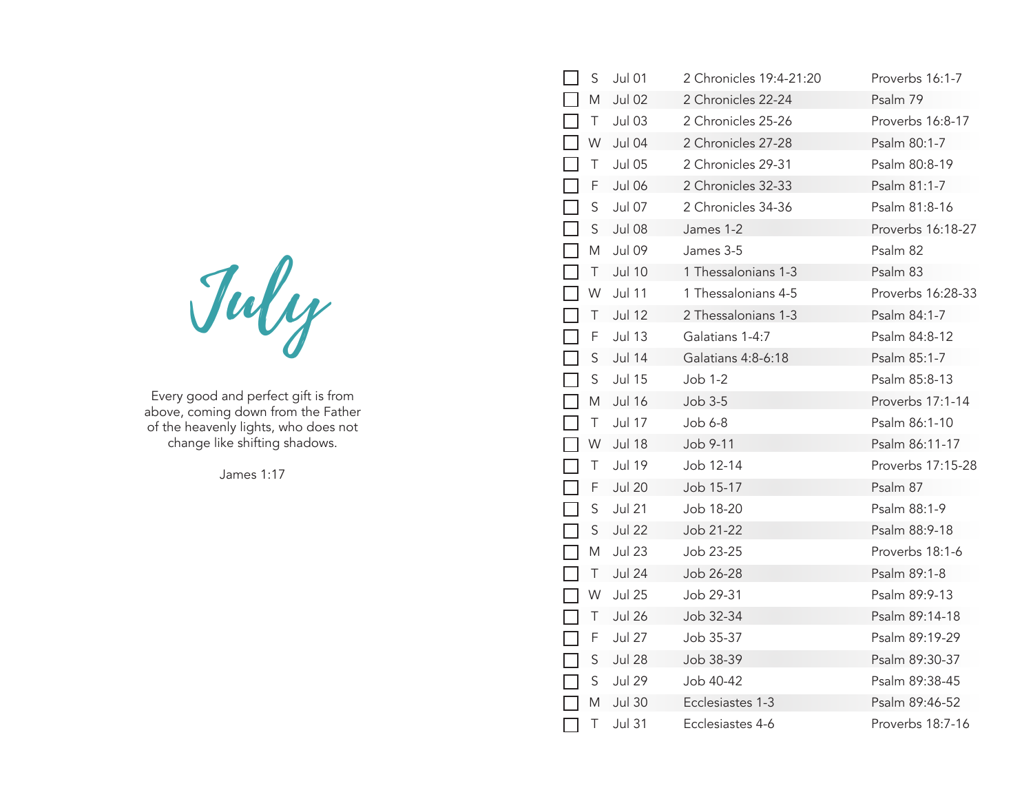# July

Every good and perfect gift is from above, coming down from the Father of the heavenly lights, who does not change like shifting shadows.

James 1:17

| | Day | Date | Reading | Psalm/Proverbs |
|---|---|---|---|---|
| ☐ | S | Jul 01 | 2 Chronicles 19:4-21:20 | Proverbs 16:1-7 |
| ☐ | M | Jul 02 | 2 Chronicles 22-24 | Psalm 79 |
| ☐ | T | Jul 03 | 2 Chronicles 25-26 | Proverbs 16:8-17 |
| ☐ | W | Jul 04 | 2 Chronicles 27-28 | Psalm 80:1-7 |
| ☐ | T | Jul 05 | 2 Chronicles 29-31 | Psalm 80:8-19 |
| ☐ | F | Jul 06 | 2 Chronicles 32-33 | Psalm 81:1-7 |
| ☐ | S | Jul 07 | 2 Chronicles 34-36 | Psalm 81:8-16 |
| ☐ | S | Jul 08 | James 1-2 | Proverbs 16:18-27 |
| ☐ | M | Jul 09 | James 3-5 | Psalm 82 |
| ☐ | T | Jul 10 | 1 Thessalonians 1-3 | Psalm 83 |
| ☐ | W | Jul 11 | 1 Thessalonians 4-5 | Proverbs 16:28-33 |
| ☐ | T | Jul 12 | 2 Thessalonians 1-3 | Psalm 84:1-7 |
| ☐ | F | Jul 13 | Galatians 1-4:7 | Psalm 84:8-12 |
| ☐ | S | Jul 14 | Galatians 4:8-6:18 | Psalm 85:1-7 |
| ☐ | S | Jul 15 | Job 1-2 | Psalm 85:8-13 |
| ☐ | M | Jul 16 | Job 3-5 | Proverbs 17:1-14 |
| ☐ | T | Jul 17 | Job 6-8 | Psalm 86:1-10 |
| ☐ | W | Jul 18 | Job 9-11 | Psalm 86:11-17 |
| ☐ | T | Jul 19 | Job 12-14 | Proverbs 17:15-28 |
| ☐ | F | Jul 20 | Job 15-17 | Psalm 87 |
| ☐ | S | Jul 21 | Job 18-20 | Psalm 88:1-9 |
| ☐ | S | Jul 22 | Job 21-22 | Psalm 88:9-18 |
| ☐ | M | Jul 23 | Job 23-25 | Proverbs 18:1-6 |
| ☐ | T | Jul 24 | Job 26-28 | Psalm 89:1-8 |
| ☐ | W | Jul 25 | Job 29-31 | Psalm 89:9-13 |
| ☐ | T | Jul 26 | Job 32-34 | Psalm 89:14-18 |
| ☐ | F | Jul 27 | Job 35-37 | Psalm 89:19-29 |
| ☐ | S | Jul 28 | Job 38-39 | Psalm 89:30-37 |
| ☐ | S | Jul 29 | Job 40-42 | Psalm 89:38-45 |
| ☐ | M | Jul 30 | Ecclesiastes 1-3 | Psalm 89:46-52 |
| ☐ | T | Jul 31 | Ecclesiastes 4-6 | Proverbs 18:7-16 |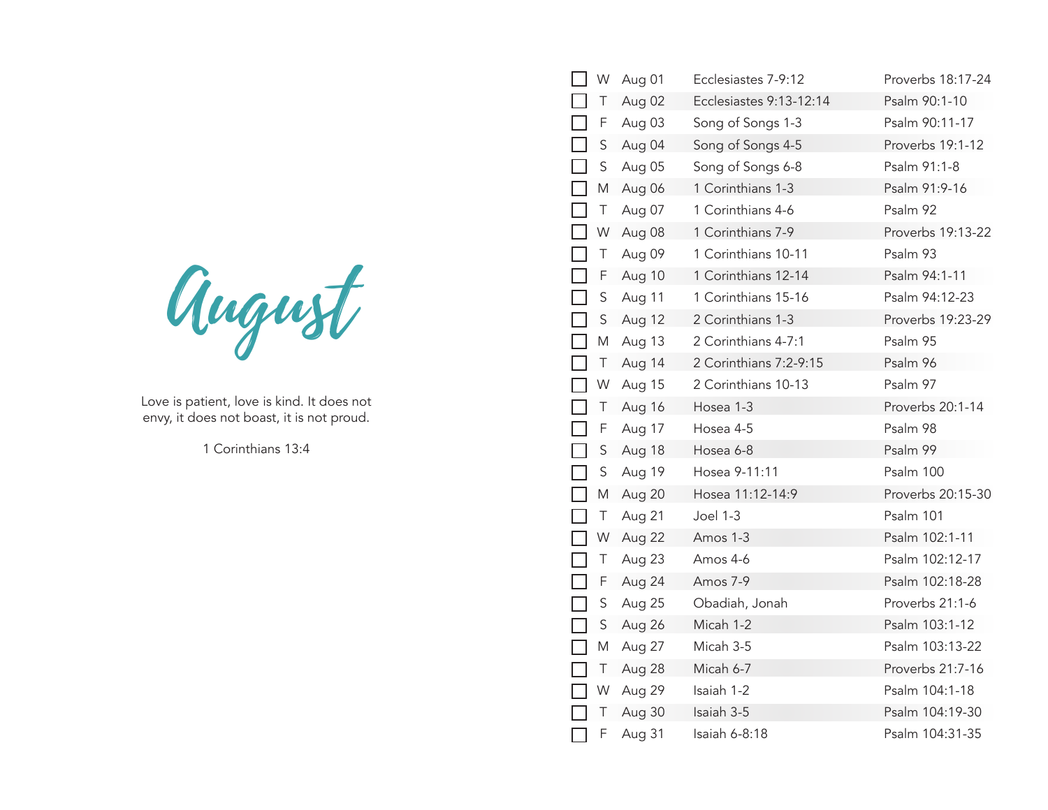# August

Love is patient, love is kind. It does not envy, it does not boast, it is not proud.

1 Corinthians 13:4

| | Day | Date | Reading | Psalm/Proverbs |
|---|---|---|---|---|
| ☐ | W | Aug 01 | Ecclesiastes 7-9:12 | Proverbs 18:17-24 |
| ☐ | T | Aug 02 | Ecclesiastes 9:13-12:14 | Psalm 90:1-10 |
| ☐ | F | Aug 03 | Song of Songs 1-3 | Psalm 90:11-17 |
| ☐ | S | Aug 04 | Song of Songs 4-5 | Proverbs 19:1-12 |
| ☐ | S | Aug 05 | Song of Songs 6-8 | Psalm 91:1-8 |
| ☐ | M | Aug 06 | 1 Corinthians 1-3 | Psalm 91:9-16 |
| ☐ | T | Aug 07 | 1 Corinthians 4-6 | Psalm 92 |
| ☐ | W | Aug 08 | 1 Corinthians 7-9 | Proverbs 19:13-22 |
| ☐ | T | Aug 09 | 1 Corinthians 10-11 | Psalm 93 |
| ☐ | F | Aug 10 | 1 Corinthians 12-14 | Psalm 94:1-11 |
| ☐ | S | Aug 11 | 1 Corinthians 15-16 | Psalm 94:12-23 |
| ☐ | S | Aug 12 | 2 Corinthians 1-3 | Proverbs 19:23-29 |
| ☐ | M | Aug 13 | 2 Corinthians 4-7:1 | Psalm 95 |
| ☐ | T | Aug 14 | 2 Corinthians 7:2-9:15 | Psalm 96 |
| ☐ | W | Aug 15 | 2 Corinthians 10-13 | Psalm 97 |
| ☐ | T | Aug 16 | Hosea 1-3 | Proverbs 20:1-14 |
| ☐ | F | Aug 17 | Hosea 4-5 | Psalm 98 |
| ☐ | S | Aug 18 | Hosea 6-8 | Psalm 99 |
| ☐ | S | Aug 19 | Hosea 9-11:11 | Psalm 100 |
| ☐ | M | Aug 20 | Hosea 11:12-14:9 | Proverbs 20:15-30 |
| ☐ | T | Aug 21 | Joel 1-3 | Psalm 101 |
| ☐ | W | Aug 22 | Amos 1-3 | Psalm 102:1-11 |
| ☐ | T | Aug 23 | Amos 4-6 | Psalm 102:12-17 |
| ☐ | F | Aug 24 | Amos 7-9 | Psalm 102:18-28 |
| ☐ | S | Aug 25 | Obadiah, Jonah | Proverbs 21:1-6 |
| ☐ | S | Aug 26 | Micah 1-2 | Psalm 103:1-12 |
| ☐ | M | Aug 27 | Micah 3-5 | Psalm 103:13-22 |
| ☐ | T | Aug 28 | Micah 6-7 | Proverbs 21:7-16 |
| ☐ | W | Aug 29 | Isaiah 1-2 | Psalm 104:1-18 |
| ☐ | T | Aug 30 | Isaiah 3-5 | Psalm 104:19-30 |
| ☐ | F | Aug 31 | Isaiah 6-8:18 | Psalm 104:31-35 |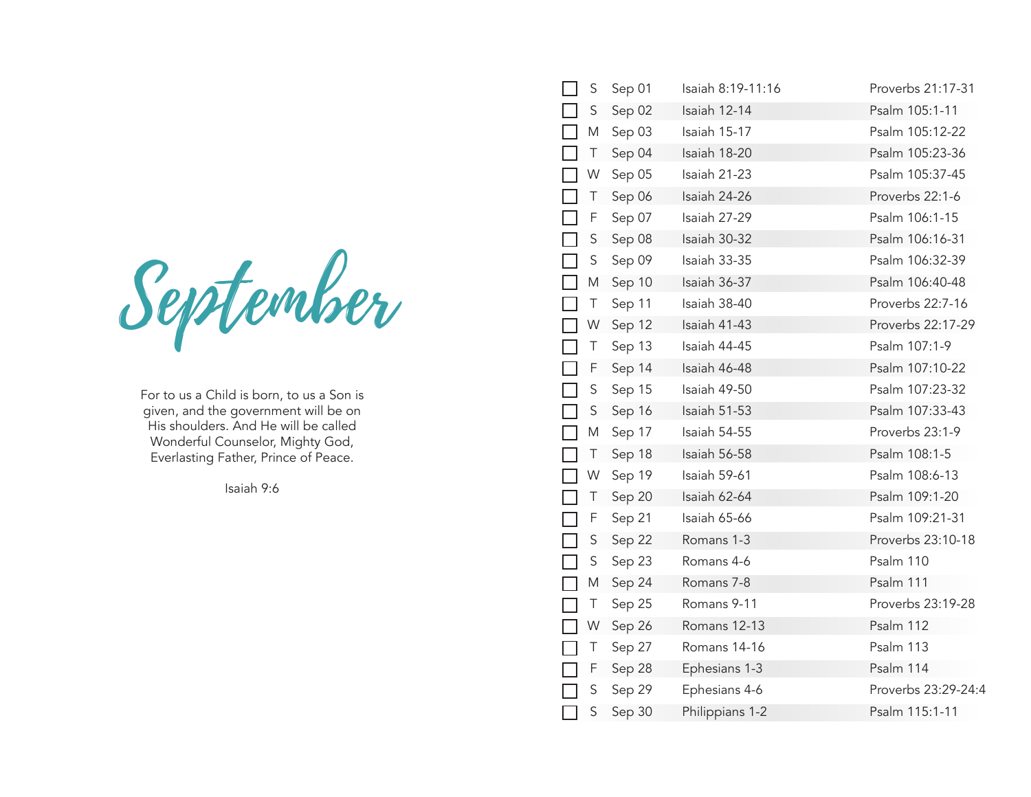# September

For to us a Child is born, to us a Son is given, and the government will be on His shoulders. And He will be called Wonderful Counselor, Mighty God, Everlasting Father, Prince of Peace.

Isaiah 9:6

| | | | | |
|---|---|---|---|---|
| ☐ | S | Sep 01 | Isaiah 8:19-11:16 | Proverbs 21:17-31 |
| ☐ | S | Sep 02 | Isaiah 12-14 | Psalm 105:1-11 |
| ☐ | M | Sep 03 | Isaiah 15-17 | Psalm 105:12-22 |
| ☐ | T | Sep 04 | Isaiah 18-20 | Psalm 105:23-36 |
| ☐ | W | Sep 05 | Isaiah 21-23 | Psalm 105:37-45 |
| ☐ | T | Sep 06 | Isaiah 24-26 | Proverbs 22:1-6 |
| ☐ | F | Sep 07 | Isaiah 27-29 | Psalm 106:1-15 |
| ☐ | S | Sep 08 | Isaiah 30-32 | Psalm 106:16-31 |
| ☐ | S | Sep 09 | Isaiah 33-35 | Psalm 106:32-39 |
| ☐ | M | Sep 10 | Isaiah 36-37 | Psalm 106:40-48 |
| ☐ | T | Sep 11 | Isaiah 38-40 | Proverbs 22:7-16 |
| ☐ | W | Sep 12 | Isaiah 41-43 | Proverbs 22:17-29 |
| ☐ | T | Sep 13 | Isaiah 44-45 | Psalm 107:1-9 |
| ☐ | F | Sep 14 | Isaiah 46-48 | Psalm 107:10-22 |
| ☐ | S | Sep 15 | Isaiah 49-50 | Psalm 107:23-32 |
| ☐ | S | Sep 16 | Isaiah 51-53 | Psalm 107:33-43 |
| ☐ | M | Sep 17 | Isaiah 54-55 | Proverbs 23:1-9 |
| ☐ | T | Sep 18 | Isaiah 56-58 | Psalm 108:1-5 |
| ☐ | W | Sep 19 | Isaiah 59-61 | Psalm 108:6-13 |
| ☐ | T | Sep 20 | Isaiah 62-64 | Psalm 109:1-20 |
| ☐ | F | Sep 21 | Isaiah 65-66 | Psalm 109:21-31 |
| ☐ | S | Sep 22 | Romans 1-3 | Proverbs 23:10-18 |
| ☐ | S | Sep 23 | Romans 4-6 | Psalm 110 |
| ☐ | M | Sep 24 | Romans 7-8 | Psalm 111 |
| ☐ | T | Sep 25 | Romans 9-11 | Proverbs 23:19-28 |
| ☐ | W | Sep 26 | Romans 12-13 | Psalm 112 |
| ☐ | T | Sep 27 | Romans 14-16 | Psalm 113 |
| ☐ | F | Sep 28 | Ephesians 1-3 | Psalm 114 |
| ☐ | S | Sep 29 | Ephesians 4-6 | Proverbs 23:29-24:4 |
| ☐ | S | Sep 30 | Philippians 1-2 | Psalm 115:1-11 |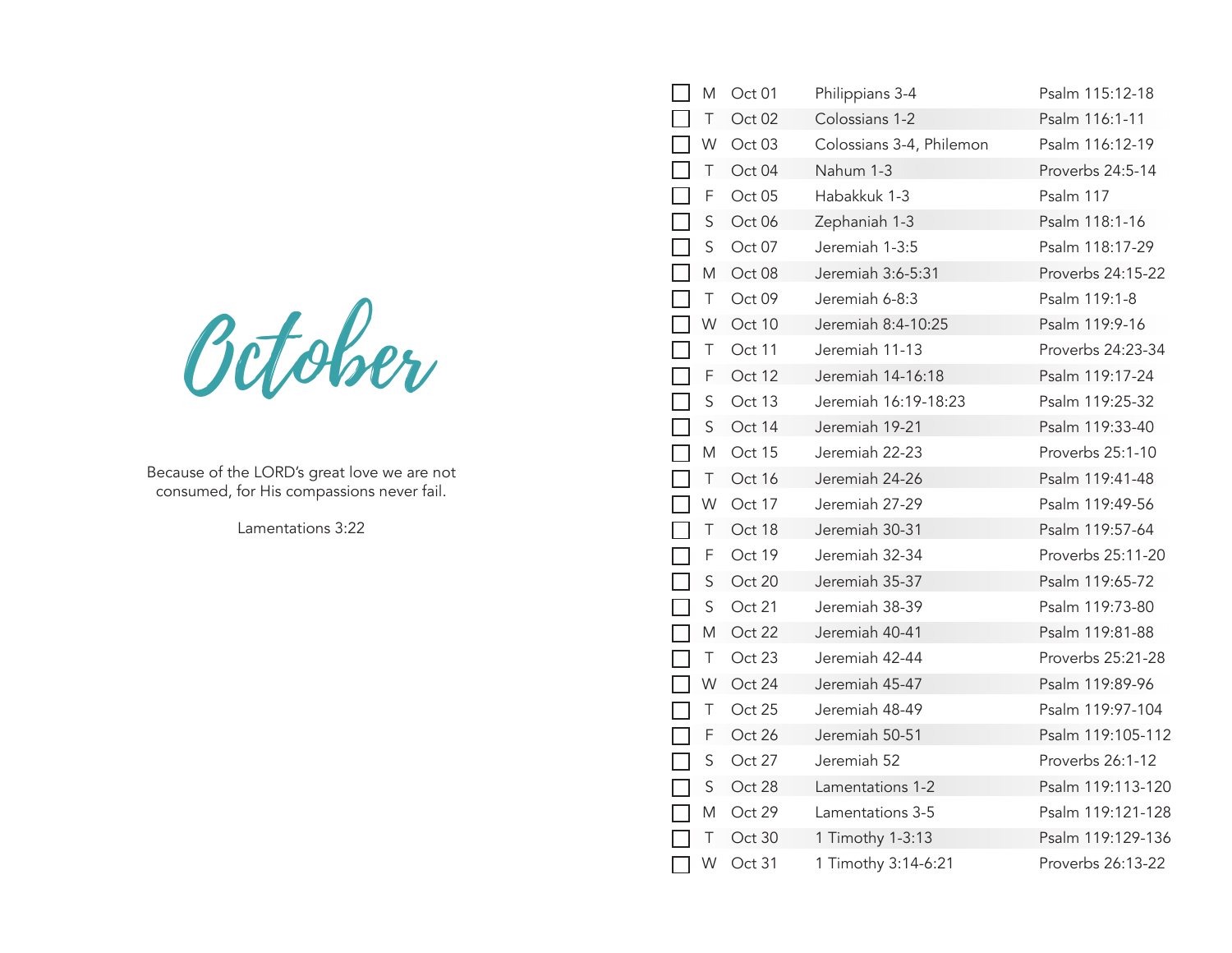# October

Because of the LORD's great love we are not consumed, for His compassions never fail.

Lamentations 3:22

| | Day | Date | Reading | Psalm/Proverbs |
|---|---|---|---|---|
| ☐ | M | Oct 01 | Philippians 3-4 | Psalm 115:12-18 |
| ☐ | T | Oct 02 | Colossians 1-2 | Psalm 116:1-11 |
| ☐ | W | Oct 03 | Colossians 3-4, Philemon | Psalm 116:12-19 |
| ☐ | T | Oct 04 | Nahum 1-3 | Proverbs 24:5-14 |
| ☐ | F | Oct 05 | Habakkuk 1-3 | Psalm 117 |
| ☐ | S | Oct 06 | Zephaniah 1-3 | Psalm 118:1-16 |
| ☐ | S | Oct 07 | Jeremiah 1-3:5 | Psalm 118:17-29 |
| ☐ | M | Oct 08 | Jeremiah 3:6-5:31 | Proverbs 24:15-22 |
| ☐ | T | Oct 09 | Jeremiah 6-8:3 | Psalm 119:1-8 |
| ☐ | W | Oct 10 | Jeremiah 8:4-10:25 | Psalm 119:9-16 |
| ☐ | T | Oct 11 | Jeremiah 11-13 | Proverbs 24:23-34 |
| ☐ | F | Oct 12 | Jeremiah 14-16:18 | Psalm 119:17-24 |
| ☐ | S | Oct 13 | Jeremiah 16:19-18:23 | Psalm 119:25-32 |
| ☐ | S | Oct 14 | Jeremiah 19-21 | Psalm 119:33-40 |
| ☐ | M | Oct 15 | Jeremiah 22-23 | Proverbs 25:1-10 |
| ☐ | T | Oct 16 | Jeremiah 24-26 | Psalm 119:41-48 |
| ☐ | W | Oct 17 | Jeremiah 27-29 | Psalm 119:49-56 |
| ☐ | T | Oct 18 | Jeremiah 30-31 | Psalm 119:57-64 |
| ☐ | F | Oct 19 | Jeremiah 32-34 | Proverbs 25:11-20 |
| ☐ | S | Oct 20 | Jeremiah 35-37 | Psalm 119:65-72 |
| ☐ | S | Oct 21 | Jeremiah 38-39 | Psalm 119:73-80 |
| ☐ | M | Oct 22 | Jeremiah 40-41 | Psalm 119:81-88 |
| ☐ | T | Oct 23 | Jeremiah 42-44 | Proverbs 25:21-28 |
| ☐ | W | Oct 24 | Jeremiah 45-47 | Psalm 119:89-96 |
| ☐ | T | Oct 25 | Jeremiah 48-49 | Psalm 119:97-104 |
| ☐ | F | Oct 26 | Jeremiah 50-51 | Psalm 119:105-112 |
| ☐ | S | Oct 27 | Jeremiah 52 | Proverbs 26:1-12 |
| ☐ | S | Oct 28 | Lamentations 1-2 | Psalm 119:113-120 |
| ☐ | M | Oct 29 | Lamentations 3-5 | Psalm 119:121-128 |
| ☐ | T | Oct 30 | 1 Timothy 1-3:13 | Psalm 119:129-136 |
| ☐ | W | Oct 31 | 1 Timothy 3:14-6:21 | Proverbs 26:13-22 |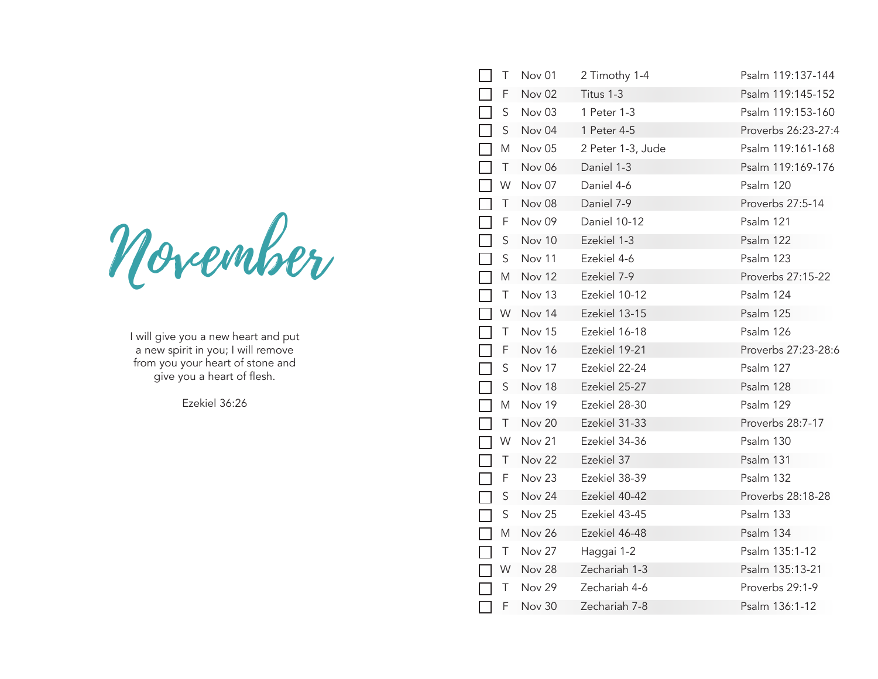# November

I will give you a new heart and put a new spirit in you; I will remove from you your heart of stone and give you a heart of flesh.

Ezekiel 36:26

| | Day | Date | Reading | Psalm/Proverbs |
|---|---|---|---|---|
| ☐ | T | Nov 01 | 2 Timothy 1-4 | Psalm 119:137-144 |
| ☐ | F | Nov 02 | Titus 1-3 | Psalm 119:145-152 |
| ☐ | S | Nov 03 | 1 Peter 1-3 | Psalm 119:153-160 |
| ☐ | S | Nov 04 | 1 Peter 4-5 | Proverbs 26:23-27:4 |
| ☐ | M | Nov 05 | 2 Peter 1-3, Jude | Psalm 119:161-168 |
| ☐ | T | Nov 06 | Daniel 1-3 | Psalm 119:169-176 |
| ☐ | W | Nov 07 | Daniel 4-6 | Psalm 120 |
| ☐ | T | Nov 08 | Daniel 7-9 | Proverbs 27:5-14 |
| ☐ | F | Nov 09 | Daniel 10-12 | Psalm 121 |
| ☐ | S | Nov 10 | Ezekiel 1-3 | Psalm 122 |
| ☐ | S | Nov 11 | Ezekiel 4-6 | Psalm 123 |
| ☐ | M | Nov 12 | Ezekiel 7-9 | Proverbs 27:15-22 |
| ☐ | T | Nov 13 | Ezekiel 10-12 | Psalm 124 |
| ☐ | W | Nov 14 | Ezekiel 13-15 | Psalm 125 |
| ☐ | T | Nov 15 | Ezekiel 16-18 | Psalm 126 |
| ☐ | F | Nov 16 | Ezekiel 19-21 | Proverbs 27:23-28:6 |
| ☐ | S | Nov 17 | Ezekiel 22-24 | Psalm 127 |
| ☐ | S | Nov 18 | Ezekiel 25-27 | Psalm 128 |
| ☐ | M | Nov 19 | Ezekiel 28-30 | Psalm 129 |
| ☐ | T | Nov 20 | Ezekiel 31-33 | Proverbs 28:7-17 |
| ☐ | W | Nov 21 | Ezekiel 34-36 | Psalm 130 |
| ☐ | T | Nov 22 | Ezekiel 37 | Psalm 131 |
| ☐ | F | Nov 23 | Ezekiel 38-39 | Psalm 132 |
| ☐ | S | Nov 24 | Ezekiel 40-42 | Proverbs 28:18-28 |
| ☐ | S | Nov 25 | Ezekiel 43-45 | Psalm 133 |
| ☐ | M | Nov 26 | Ezekiel 46-48 | Psalm 134 |
| ☐ | T | Nov 27 | Haggai 1-2 | Psalm 135:1-12 |
| ☐ | W | Nov 28 | Zechariah 1-3 | Psalm 135:13-21 |
| ☐ | T | Nov 29 | Zechariah 4-6 | Proverbs 29:1-9 |
| ☐ | F | Nov 30 | Zechariah 7-8 | Psalm 136:1-12 |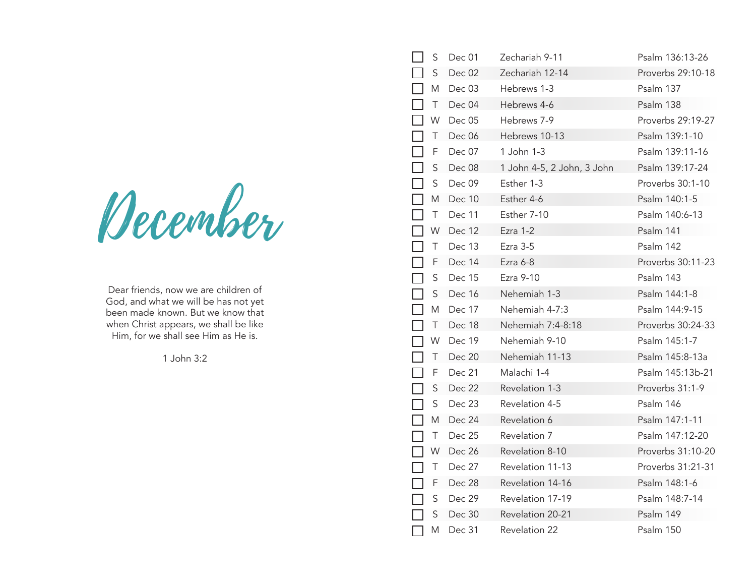# December

Dear friends, now we are children of God, and what we will be has not yet been made known. But we know that when Christ appears, we shall be like Him, for we shall see Him as He is.

1 John 3:2

| | | | | |
|---|---|---|---|---|
| ☐ | S | Dec 01 | Zechariah 9-11 | Psalm 136:13-26 |
| ☐ | S | Dec 02 | Zechariah 12-14 | Proverbs 29:10-18 |
| ☐ | M | Dec 03 | Hebrews 1-3 | Psalm 137 |
| ☐ | T | Dec 04 | Hebrews 4-6 | Psalm 138 |
| ☐ | W | Dec 05 | Hebrews 7-9 | Proverbs 29:19-27 |
| ☐ | T | Dec 06 | Hebrews 10-13 | Psalm 139:1-10 |
| ☐ | F | Dec 07 | 1 John 1-3 | Psalm 139:11-16 |
| ☐ | S | Dec 08 | 1 John 4-5, 2 John, 3 John | Psalm 139:17-24 |
| ☐ | S | Dec 09 | Esther 1-3 | Proverbs 30:1-10 |
| ☐ | M | Dec 10 | Esther 4-6 | Psalm 140:1-5 |
| ☐ | T | Dec 11 | Esther 7-10 | Psalm 140:6-13 |
| ☐ | W | Dec 12 | Ezra 1-2 | Psalm 141 |
| ☐ | T | Dec 13 | Ezra 3-5 | Psalm 142 |
| ☐ | F | Dec 14 | Ezra 6-8 | Proverbs 30:11-23 |
| ☐ | S | Dec 15 | Ezra 9-10 | Psalm 143 |
| ☐ | S | Dec 16 | Nehemiah 1-3 | Psalm 144:1-8 |
| ☐ | M | Dec 17 | Nehemiah 4-7:3 | Psalm 144:9-15 |
| ☐ | T | Dec 18 | Nehemiah 7:4-8:18 | Proverbs 30:24-33 |
| ☐ | W | Dec 19 | Nehemiah 9-10 | Psalm 145:1-7 |
| ☐ | T | Dec 20 | Nehemiah 11-13 | Psalm 145:8-13a |
| ☐ | F | Dec 21 | Malachi 1-4 | Psalm 145:13b-21 |
| ☐ | S | Dec 22 | Revelation 1-3 | Proverbs 31:1-9 |
| ☐ | S | Dec 23 | Revelation 4-5 | Psalm 146 |
| ☐ | M | Dec 24 | Revelation 6 | Psalm 147:1-11 |
| ☐ | T | Dec 25 | Revelation 7 | Psalm 147:12-20 |
| ☐ | W | Dec 26 | Revelation 8-10 | Proverbs 31:10-20 |
| ☐ | T | Dec 27 | Revelation 11-13 | Proverbs 31:21-31 |
| ☐ | F | Dec 28 | Revelation 14-16 | Psalm 148:1-6 |
| ☐ | S | Dec 29 | Revelation 17-19 | Psalm 148:7-14 |
| ☐ | S | Dec 30 | Revelation 20-21 | Psalm 149 |
| ☐ | M | Dec 31 | Revelation 22 | Psalm 150 |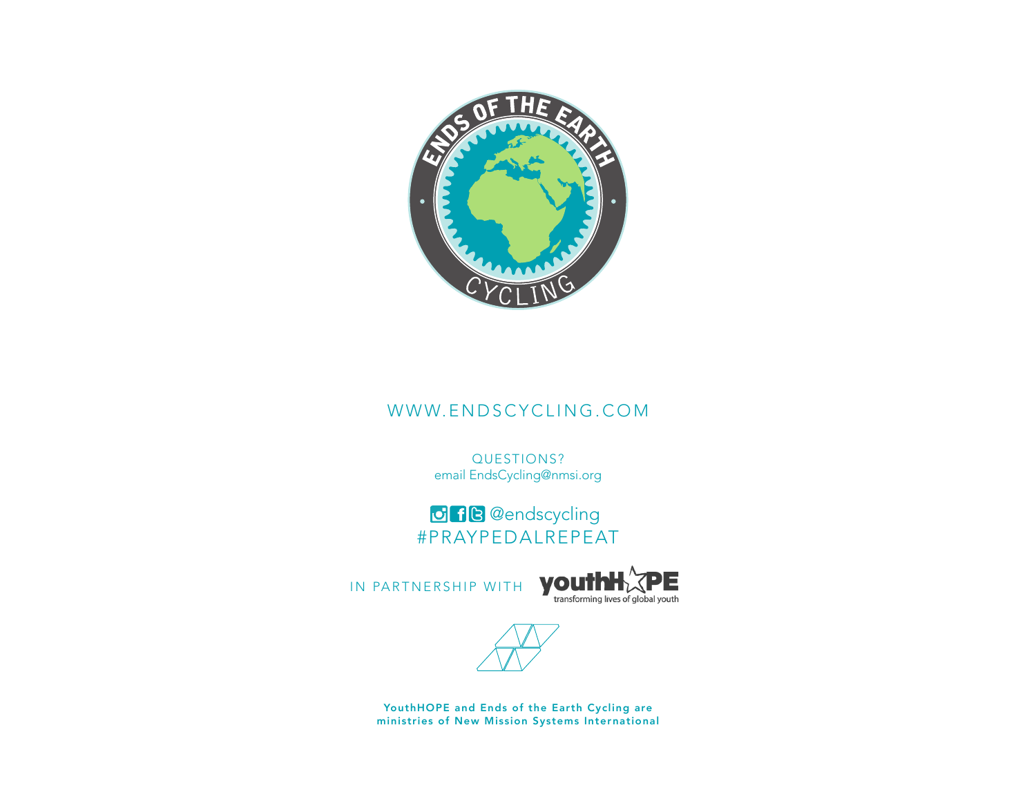WWW.ENDSCYCLING.COM

QUESTIONS?
email EndsCycling@nmsi.org

@endscycling
#PRAYPEDALREPEAT

IN PARTNERSHIP WITH

**YouthHOPE and Ends of the Earth Cycling are ministries of New Mission Systems International**